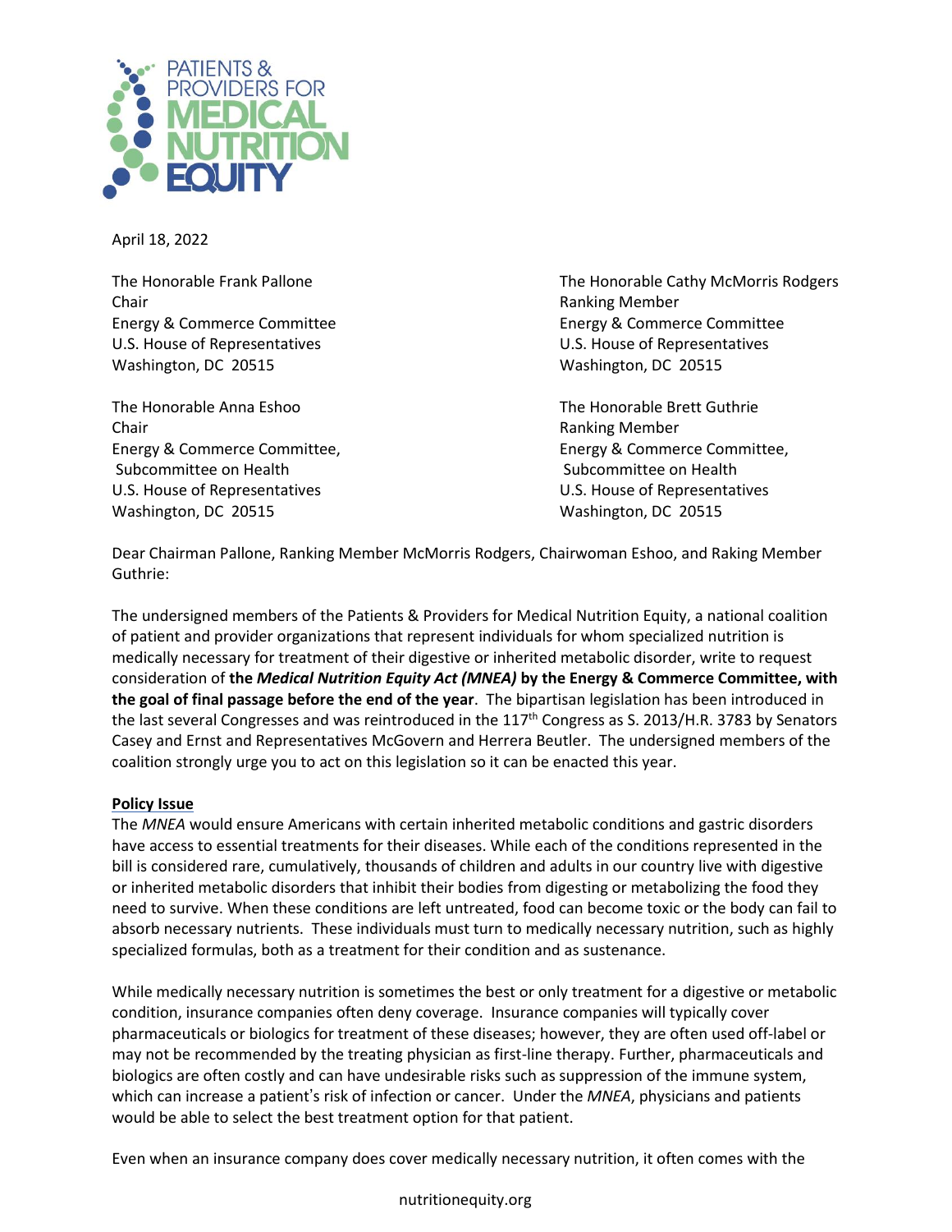PATIENTS & PROVIDERS FOR MEDICAL NUTRITION EQUITY

April 18, 2022

The Honorable Frank Pallone
Chair
Energy & Commerce Committee
U.S. House of Representatives
Washington, DC 20515

The Honorable Cathy McMorris Rodgers
Ranking Member
Energy & Commerce Committee
U.S. House of Representatives
Washington, DC 20515

The Honorable Anna Eshoo
Chair
Energy & Commerce Committee, Subcommittee on Health
U.S. House of Representatives
Washington, DC 20515

The Honorable Brett Guthrie
Ranking Member
Energy & Commerce Committee, Subcommittee on Health
U.S. House of Representatives
Washington, DC 20515

Dear Chairman Pallone, Ranking Member McMorris Rodgers, Chairwoman Eshoo, and Raking Member Guthrie:

The undersigned members of the Patients & Providers for Medical Nutrition Equity, a national coalition of patient and provider organizations that represent individuals for whom specialized nutrition is medically necessary for treatment of their digestive or inherited metabolic disorder, write to request consideration of **the *Medical Nutrition Equity Act (MNEA)* by the Energy & Commerce Committee, with the goal of final passage before the end of the year**. The bipartisan legislation has been introduced in the last several Congresses and was reintroduced in the 117th Congress as S. 2013/H.R. 3783 by Senators Casey and Ernst and Representatives McGovern and Herrera Beutler. The undersigned members of the coalition strongly urge you to act on this legislation so it can be enacted this year.

**Policy Issue**

The *MNEA* would ensure Americans with certain inherited metabolic conditions and gastric disorders have access to essential treatments for their diseases. While each of the conditions represented in the bill is considered rare, cumulatively, thousands of children and adults in our country live with digestive or inherited metabolic disorders that inhibit their bodies from digesting or metabolizing the food they need to survive. When these conditions are left untreated, food can become toxic or the body can fail to absorb necessary nutrients. These individuals must turn to medically necessary nutrition, such as highly specialized formulas, both as a treatment for their condition and as sustenance.

While medically necessary nutrition is sometimes the best or only treatment for a digestive or metabolic condition, insurance companies often deny coverage. Insurance companies will typically cover pharmaceuticals or biologics for treatment of these diseases; however, they are often used off-label or may not be recommended by the treating physician as first-line therapy. Further, pharmaceuticals and biologics are often costly and can have undesirable risks such as suppression of the immune system, which can increase a patient's risk of infection or cancer. Under the *MNEA*, physicians and patients would be able to select the best treatment option for that patient.

Even when an insurance company does cover medically necessary nutrition, it often comes with the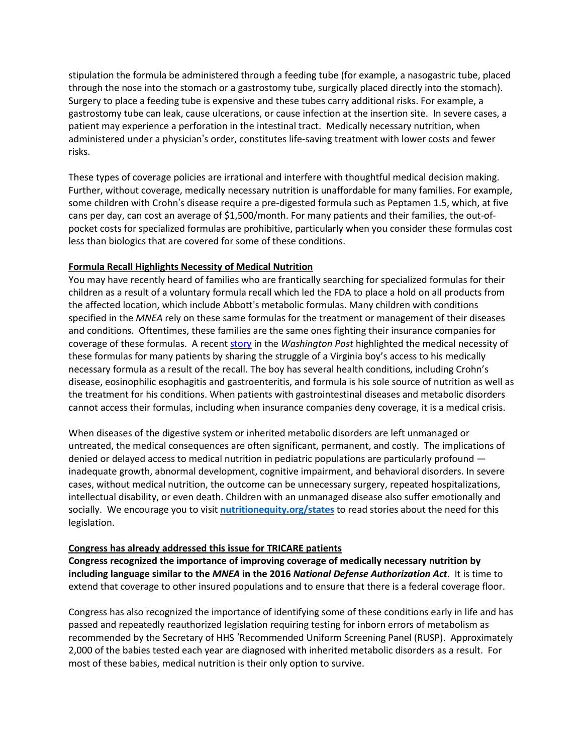stipulation the formula be administered through a feeding tube (for example, a nasogastric tube, placed through the nose into the stomach or a gastrostomy tube, surgically placed directly into the stomach). Surgery to place a feeding tube is expensive and these tubes carry additional risks. For example, a gastrostomy tube can leak, cause ulcerations, or cause infection at the insertion site. In severe cases, a patient may experience a perforation in the intestinal tract. Medically necessary nutrition, when administered under a physician's order, constitutes life-saving treatment with lower costs and fewer risks.

These types of coverage policies are irrational and interfere with thoughtful medical decision making. Further, without coverage, medically necessary nutrition is unaffordable for many families. For example, some children with Crohn's disease require a pre-digested formula such as Peptamen 1.5, which, at five cans per day, can cost an average of $1,500/month. For many patients and their families, the out-of-pocket costs for specialized formulas are prohibitive, particularly when you consider these formulas cost less than biologics that are covered for some of these conditions.

**Formula Recall Highlights Necessity of Medical Nutrition**

You may have recently heard of families who are frantically searching for specialized formulas for their children as a result of a voluntary formula recall which led the FDA to place a hold on all products from the affected location, which include Abbott's metabolic formulas. Many children with conditions specified in the *MNEA* rely on these same formulas for the treatment or management of their diseases and conditions. Oftentimes, these families are the same ones fighting their insurance companies for coverage of these formulas. A recent story in the *Washington Post* highlighted the medical necessity of these formulas for many patients by sharing the struggle of a Virginia boy's access to his medically necessary formula as a result of the recall. The boy has several health conditions, including Crohn's disease, eosinophilic esophagitis and gastroenteritis, and formula is his sole source of nutrition as well as the treatment for his conditions. When patients with gastrointestinal diseases and metabolic disorders cannot access their formulas, including when insurance companies deny coverage, it is a medical crisis.

When diseases of the digestive system or inherited metabolic disorders are left unmanaged or untreated, the medical consequences are often significant, permanent, and costly. The implications of denied or delayed access to medical nutrition in pediatric populations are particularly profound — inadequate growth, abnormal development, cognitive impairment, and behavioral disorders. In severe cases, without medical nutrition, the outcome can be unnecessary surgery, repeated hospitalizations, intellectual disability, or even death. Children with an unmanaged disease also suffer emotionally and socially. We encourage you to visit **nutritionequity.org/states** to read stories about the need for this legislation.

**Congress has already addressed this issue for TRICARE patients**

**Congress recognized the importance of improving coverage of medically necessary nutrition by including language similar to the *MNEA* in the 2016 *National Defense Authorization Act*.** It is time to extend that coverage to other insured populations and to ensure that there is a federal coverage floor.

Congress has also recognized the importance of identifying some of these conditions early in life and has passed and repeatedly reauthorized legislation requiring testing for inborn errors of metabolism as recommended by the Secretary of HHS 'Recommended Uniform Screening Panel (RUSP). Approximately 2,000 of the babies tested each year are diagnosed with inherited metabolic disorders as a result. For most of these babies, medical nutrition is their only option to survive.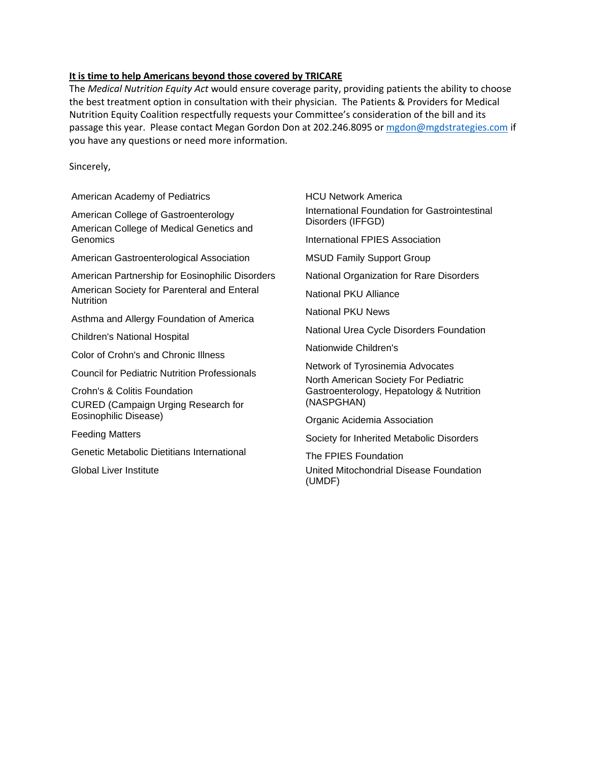**It is time to help Americans beyond those covered by TRICARE**

The *Medical Nutrition Equity Act* would ensure coverage parity, providing patients the ability to choose the best treatment option in consultation with their physician. The Patients & Providers for Medical Nutrition Equity Coalition respectfully requests your Committee's consideration of the bill and its passage this year. Please contact Megan Gordon Don at 202.246.8095 or mgdon@mgdstrategies.com if you have any questions or need more information.

Sincerely,

American Academy of Pediatrics

American College of Gastroenterology

American College of Medical Genetics and Genomics

American Gastroenterological Association

American Partnership for Eosinophilic Disorders

American Society for Parenteral and Enteral Nutrition

Asthma and Allergy Foundation of America

Children's National Hospital

Color of Crohn's and Chronic Illness

Council for Pediatric Nutrition Professionals

Crohn's & Colitis Foundation

CURED (Campaign Urging Research for Eosinophilic Disease)

Feeding Matters

Genetic Metabolic Dietitians International

Global Liver Institute

HCU Network America

International Foundation for Gastrointestinal Disorders (IFFGD)

International FPIES Association

MSUD Family Support Group

National Organization for Rare Disorders

National PKU Alliance

National PKU News

National Urea Cycle Disorders Foundation

Nationwide Children's

Network of Tyrosinemia Advocates

North American Society For Pediatric Gastroenterology, Hepatology & Nutrition (NASPGHAN)

Organic Acidemia Association

Society for Inherited Metabolic Disorders

The FPIES Foundation

United Mitochondrial Disease Foundation (UMDF)